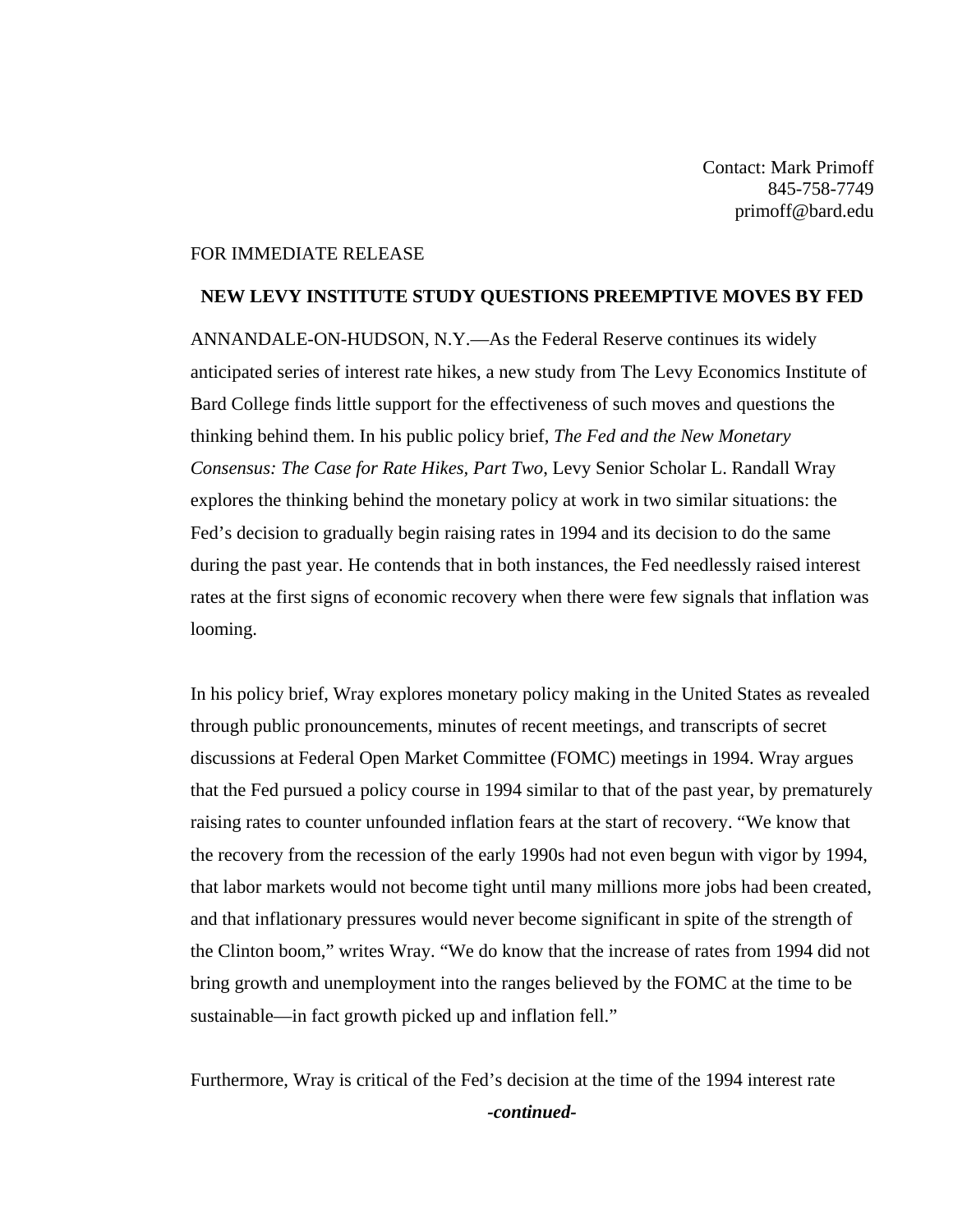Contact: Mark Primoff
845-758-7749
primoff@bard.edu

FOR IMMEDIATE RELEASE

**NEW LEVY INSTITUTE STUDY QUESTIONS PREEMPTIVE MOVES BY FED**

ANNANDALE-ON-HUDSON, N.Y.—As the Federal Reserve continues its widely anticipated series of interest rate hikes, a new study from The Levy Economics Institute of Bard College finds little support for the effectiveness of such moves and questions the thinking behind them. In his public policy brief, *The Fed and the New Monetary Consensus: The Case for Rate Hikes, Part Two*, Levy Senior Scholar L. Randall Wray explores the thinking behind the monetary policy at work in two similar situations: the Fed's decision to gradually begin raising rates in 1994 and its decision to do the same during the past year. He contends that in both instances, the Fed needlessly raised interest rates at the first signs of economic recovery when there were few signals that inflation was looming.

In his policy brief, Wray explores monetary policy making in the United States as revealed through public pronouncements, minutes of recent meetings, and transcripts of secret discussions at Federal Open Market Committee (FOMC) meetings in 1994. Wray argues that the Fed pursued a policy course in 1994 similar to that of the past year, by prematurely raising rates to counter unfounded inflation fears at the start of recovery. "We know that the recovery from the recession of the early 1990s had not even begun with vigor by 1994, that labor markets would not become tight until many millions more jobs had been created, and that inflationary pressures would never become significant in spite of the strength of the Clinton boom," writes Wray. "We do know that the increase of rates from 1994 did not bring growth and unemployment into the ranges believed by the FOMC at the time to be sustainable—in fact growth picked up and inflation fell."

Furthermore, Wray is critical of the Fed's decision at the time of the 1994 interest rate

***-continued-***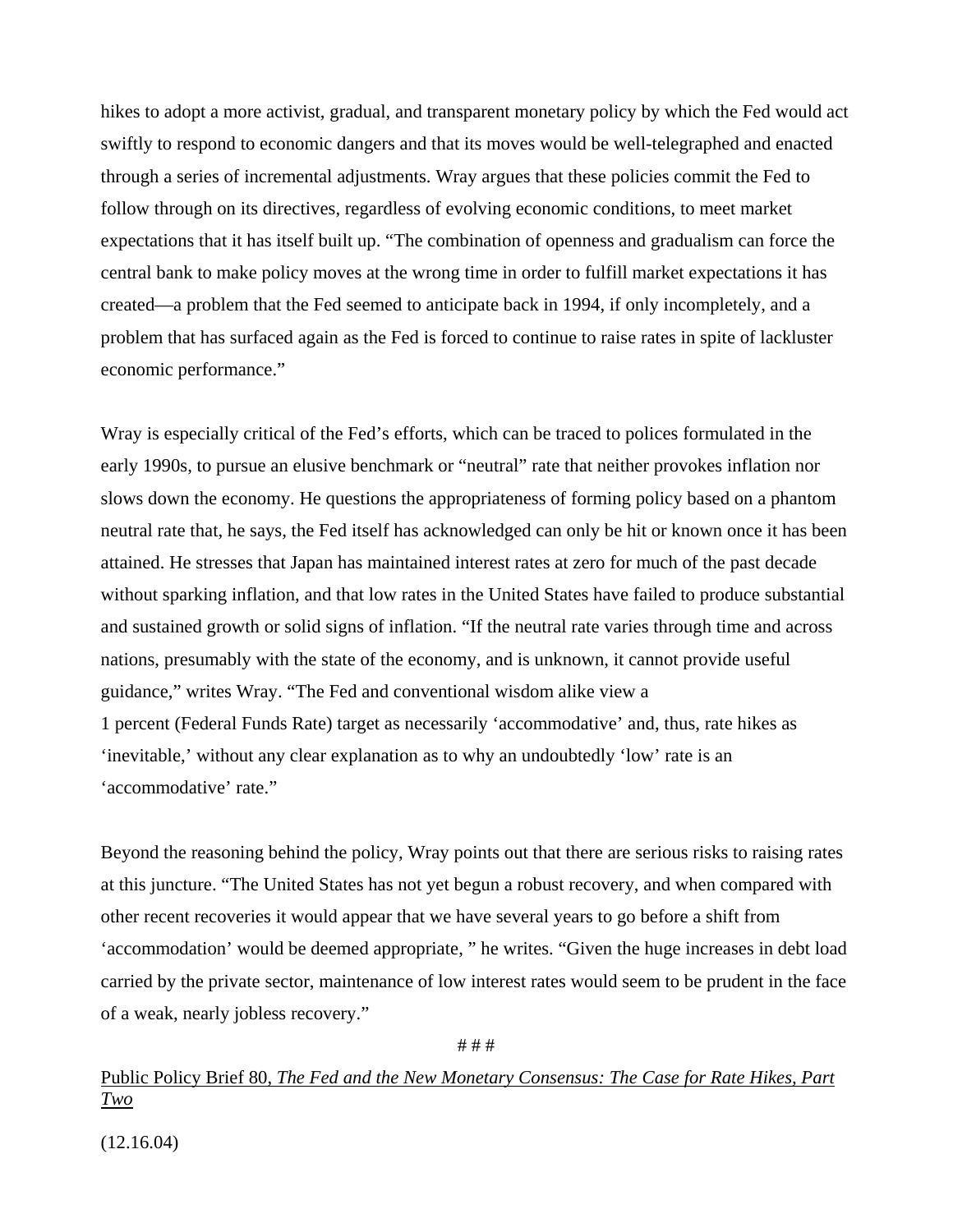hikes to adopt a more activist, gradual, and transparent monetary policy by which the Fed would act swiftly to respond to economic dangers and that its moves would be well-telegraphed and enacted through a series of incremental adjustments. Wray argues that these policies commit the Fed to follow through on its directives, regardless of evolving economic conditions, to meet market expectations that it has itself built up. "The combination of openness and gradualism can force the central bank to make policy moves at the wrong time in order to fulfill market expectations it has created—a problem that the Fed seemed to anticipate back in 1994, if only incompletely, and a problem that has surfaced again as the Fed is forced to continue to raise rates in spite of lackluster economic performance."

Wray is especially critical of the Fed's efforts, which can be traced to polices formulated in the early 1990s, to pursue an elusive benchmark or "neutral" rate that neither provokes inflation nor slows down the economy. He questions the appropriateness of forming policy based on a phantom neutral rate that, he says, the Fed itself has acknowledged can only be hit or known once it has been attained. He stresses that Japan has maintained interest rates at zero for much of the past decade without sparking inflation, and that low rates in the United States have failed to produce substantial and sustained growth or solid signs of inflation. "If the neutral rate varies through time and across nations, presumably with the state of the economy, and is unknown, it cannot provide useful guidance," writes Wray. "The Fed and conventional wisdom alike view a 1 percent (Federal Funds Rate) target as necessarily 'accommodative' and, thus, rate hikes as 'inevitable,' without any clear explanation as to why an undoubtedly 'low' rate is an 'accommodative' rate."

Beyond the reasoning behind the policy, Wray points out that there are serious risks to raising rates at this juncture. "The United States has not yet begun a robust recovery, and when compared with other recent recoveries it would appear that we have several years to go before a shift from 'accommodation' would be deemed appropriate, " he writes. "Given the huge increases in debt load carried by the private sector, maintenance of low interest rates would seem to be prudent in the face of a weak, nearly jobless recovery."

# # #

Public Policy Brief 80, *The Fed and the New Monetary Consensus: The Case for Rate Hikes, Part Two*

(12.16.04)